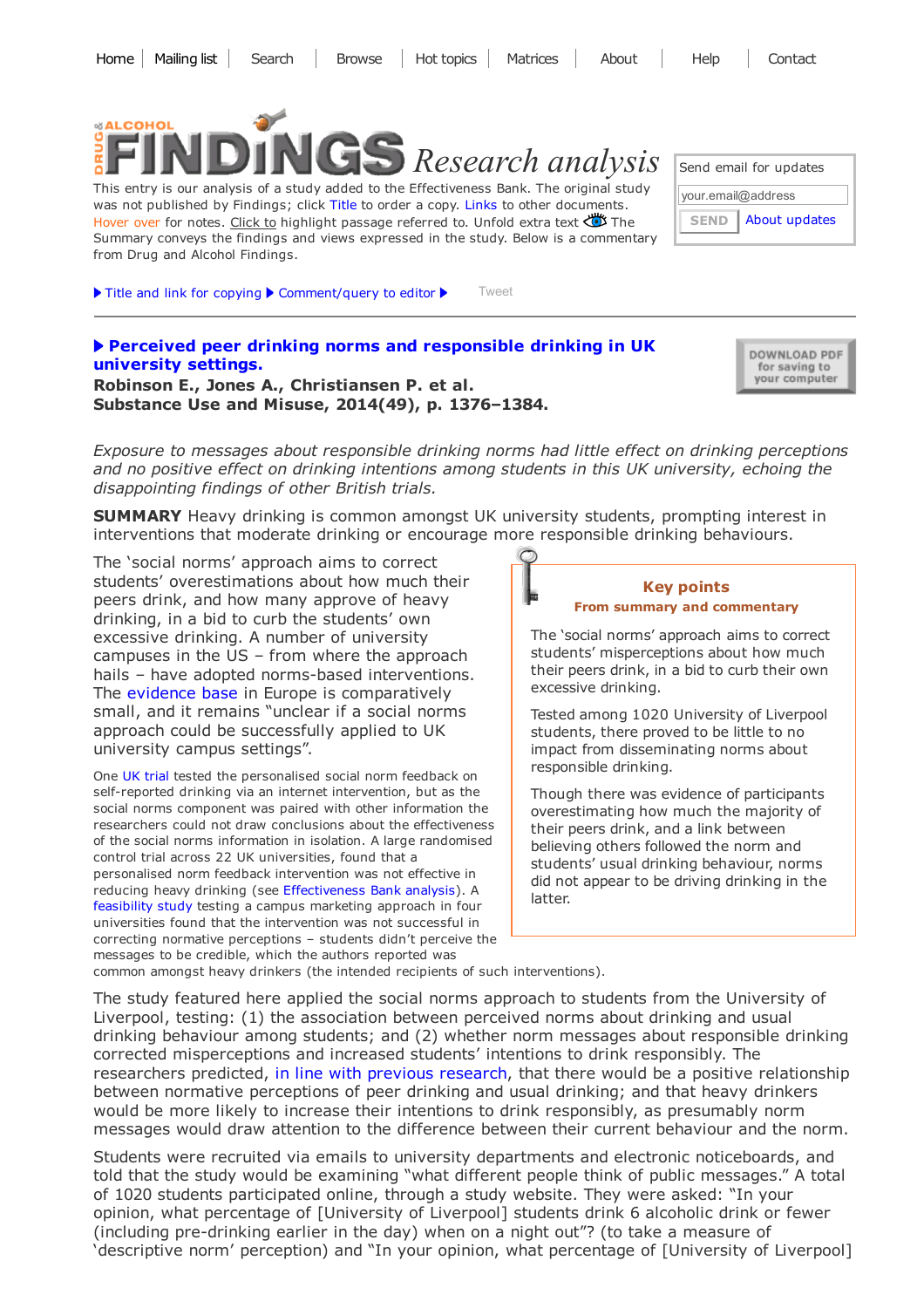Home | Mailing list | Search | Browse | Hot topics | Matrices | About | Help | Contact

# DRUG & ALCOHOL FINDINGS Research analysis

This entry is our analysis of a study added to the Effectiveness Bank. The original study was not published by Findings; click Title to order a copy. Links to other documents. Hover over for notes. Click to highlight passage referred to. Unfold extra text The Summary conveys the findings and views expressed in the study. Below is a commentary from Drug and Alcohol Findings.

Send email for updates

your.email@address

SEND | About updates

▶ Title and link for copying ▶ Comment/query to editor ▶ Tweet

## ▶ Perceived peer drinking norms and responsible drinking in UK university settings.

**Robinson E., Jones A., Christiansen P. et al.**
**Substance Use and Misuse, 2014(49), p. 1376–1384.**

DOWNLOAD PDF for saving to your computer

*Exposure to messages about responsible drinking norms had little effect on drinking perceptions and no positive effect on drinking intentions among students in this UK university, echoing the disappointing findings of other British trials.*

**SUMMARY** Heavy drinking is common amongst UK university students, prompting interest in interventions that moderate drinking or encourage more responsible drinking behaviours.

The 'social norms' approach aims to correct students' overestimations about how much their peers drink, and how many approve of heavy drinking, in a bid to curb the students' own excessive drinking. A number of university campuses in the US – from where the approach hails – have adopted norms-based interventions. The evidence base in Europe is comparatively small, and it remains "unclear if a social norms approach could be successfully applied to UK university campus settings".

> ### Key points
> **From summary and commentary**
>
> The 'social norms' approach aims to correct students' misperceptions about how much their peers drink, in a bid to curb their own excessive drinking.
>
> Tested among 1020 University of Liverpool students, there proved to be little to no impact from disseminating norms about responsible drinking.
>
> Though there was evidence of participants overestimating how much the majority of their peers drink, and a link between believing others followed the norm and students' usual drinking behaviour, norms did not appear to be driving drinking in the latter.

One UK trial tested the personalised social norm feedback on self-reported drinking via an internet intervention, but as the social norms component was paired with other information the researchers could not draw conclusions about the effectiveness of the social norms information in isolation. A large randomised control trial across 22 UK universities, found that a personalised norm feedback intervention was not effective in reducing heavy drinking (see Effectiveness Bank analysis). A feasibility study testing a campus marketing approach in four universities found that the intervention was not successful in correcting normative perceptions – students didn't perceive the messages to be credible, which the authors reported was common amongst heavy drinkers (the intended recipients of such interventions).

The study featured here applied the social norms approach to students from the University of Liverpool, testing: (1) the association between perceived norms about drinking and usual drinking behaviour among students; and (2) whether norm messages about responsible drinking corrected misperceptions and increased students' intentions to drink responsibly. The researchers predicted, in line with previous research, that there would be a positive relationship between normative perceptions of peer drinking and usual drinking; and that heavy drinkers would be more likely to increase their intentions to drink responsibly, as presumably norm messages would draw attention to the difference between their current behaviour and the norm.

Students were recruited via emails to university departments and electronic noticeboards, and told that the study would be examining "what different people think of public messages." A total of 1020 students participated online, through a study website. They were asked: "In your opinion, what percentage of [University of Liverpool] students drink 6 alcoholic drink or fewer (including pre-drinking earlier in the day) when on a night out"? (to take a measure of 'descriptive norm' perception) and "In your opinion, what percentage of [University of Liverpool]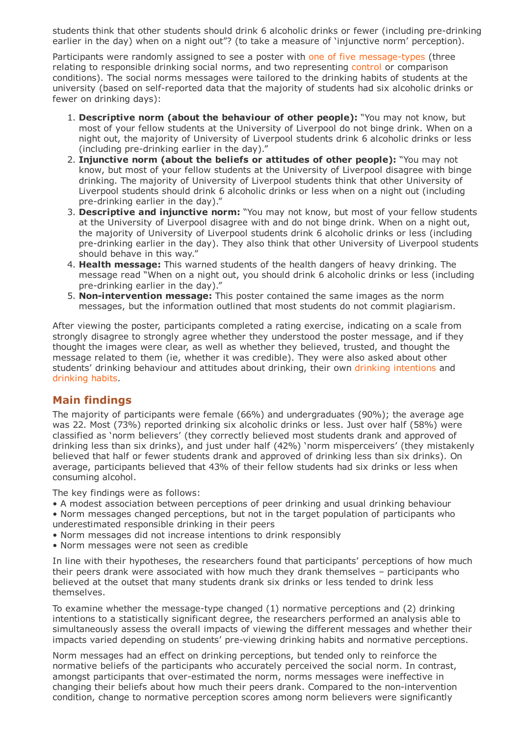students think that other students should drink 6 alcoholic drinks or fewer (including pre-drinking earlier in the day) when on a night out"? (to take a measure of 'injunctive norm' perception).

Participants were randomly assigned to see a poster with one of five message-types (three relating to responsible drinking social norms, and two representing control or comparison conditions). The social norms messages were tailored to the drinking habits of students at the university (based on self-reported data that the majority of students had six alcoholic drinks or fewer on drinking days):

1. **Descriptive norm (about the behaviour of other people):** "You may not know, but most of your fellow students at the University of Liverpool do not binge drink. When on a night out, the majority of University of Liverpool students drink 6 alcoholic drinks or less (including pre-drinking earlier in the day)."
2. **Injunctive norm (about the beliefs or attitudes of other people):** "You may not know, but most of your fellow students at the University of Liverpool disagree with binge drinking. The majority of University of Liverpool students think that other University of Liverpool students should drink 6 alcoholic drinks or less when on a night out (including pre-drinking earlier in the day)."
3. **Descriptive and injunctive norm:** "You may not know, but most of your fellow students at the University of Liverpool disagree with and do not binge drink. When on a night out, the majority of University of Liverpool students drink 6 alcoholic drinks or less (including pre-drinking earlier in the day). They also think that other University of Liverpool students should behave in this way."
4. **Health message:** This warned students of the health dangers of heavy drinking. The message read "When on a night out, you should drink 6 alcoholic drinks or less (including pre-drinking earlier in the day)."
5. **Non-intervention message:** This poster contained the same images as the norm messages, but the information outlined that most students do not commit plagiarism.

After viewing the poster, participants completed a rating exercise, indicating on a scale from strongly disagree to strongly agree whether they understood the poster message, and if they thought the images were clear, as well as whether they believed, trusted, and thought the message related to them (ie, whether it was credible). They were also asked about other students' drinking behaviour and attitudes about drinking, their own drinking intentions and drinking habits.

## Main findings

The majority of participants were female (66%) and undergraduates (90%); the average age was 22. Most (73%) reported drinking six alcoholic drinks or less. Just over half (58%) were classified as 'norm believers' (they correctly believed most students drank and approved of drinking less than six drinks), and just under half (42%) 'norm misperceivers' (they mistakenly believed that half or fewer students drank and approved of drinking less than six drinks). On average, participants believed that 43% of their fellow students had six drinks or less when consuming alcohol.

The key findings were as follows:

- A modest association between perceptions of peer drinking and usual drinking behaviour
- Norm messages changed perceptions, but not in the target population of participants who underestimated responsible drinking in their peers
- Norm messages did not increase intentions to drink responsibly
- Norm messages were not seen as credible

In line with their hypotheses, the researchers found that participants' perceptions of how much their peers drank were associated with how much they drank themselves – participants who believed at the outset that many students drank six drinks or less tended to drink less themselves.

To examine whether the message-type changed (1) normative perceptions and (2) drinking intentions to a statistically significant degree, the researchers performed an analysis able to simultaneously assess the overall impacts of viewing the different messages and whether their impacts varied depending on students' pre-viewing drinking habits and normative perceptions.

Norm messages had an effect on drinking perceptions, but tended only to reinforce the normative beliefs of the participants who accurately perceived the social norm. In contrast, amongst participants that over-estimated the norm, norms messages were ineffective in changing their beliefs about how much their peers drank. Compared to the non-intervention condition, change to normative perception scores among norm believers were significantly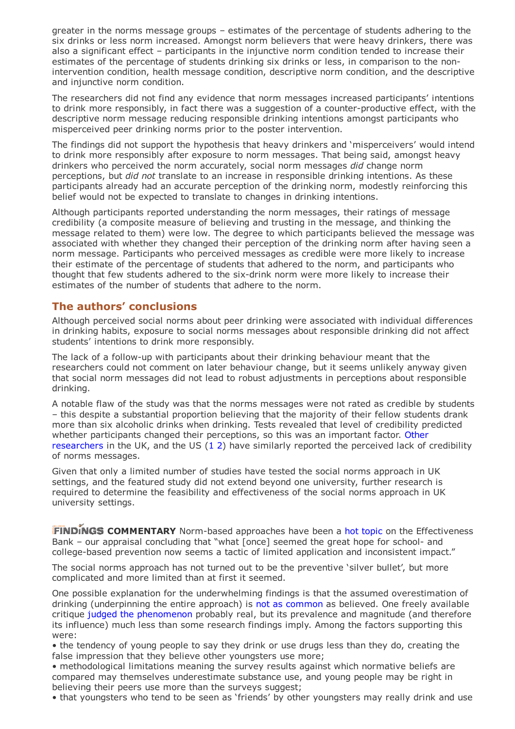greater in the norms message groups – estimates of the percentage of students adhering to the six drinks or less norm increased. Amongst norm believers that were heavy drinkers, there was also a significant effect – participants in the injunctive norm condition tended to increase their estimates of the percentage of students drinking six drinks or less, in comparison to the non-intervention condition, health message condition, descriptive norm condition, and the descriptive and injunctive norm condition.

The researchers did not find any evidence that norm messages increased participants' intentions to drink more responsibly, in fact there was a suggestion of a counter-productive effect, with the descriptive norm message reducing responsible drinking intentions amongst participants who misperceived peer drinking norms prior to the poster intervention.

The findings did not support the hypothesis that heavy drinkers and 'misperceivers' would intend to drink more responsibly after exposure to norm messages. That being said, amongst heavy drinkers who perceived the norm accurately, social norm messages *did* change norm perceptions, but *did not* translate to an increase in responsible drinking intentions. As these participants already had an accurate perception of the drinking norm, modestly reinforcing this belief would not be expected to translate to changes in drinking intentions.

Although participants reported understanding the norm messages, their ratings of message credibility (a composite measure of believing and trusting in the message, and thinking the message related to them) were low. The degree to which participants believed the message was associated with whether they changed their perception of the drinking norm after having seen a norm message. Participants who perceived messages as credible were more likely to increase their estimate of the percentage of students that adhered to the norm, and participants who thought that few students adhered to the six-drink norm were more likely to increase their estimates of the number of students that adhere to the norm.

## The authors' conclusions

Although perceived social norms about peer drinking were associated with individual differences in drinking habits, exposure to social norms messages about responsible drinking did not affect students' intentions to drink more responsibly.

The lack of a follow-up with participants about their drinking behaviour meant that the researchers could not comment on later behaviour change, but it seems unlikely anyway given that social norm messages did not lead to robust adjustments in perceptions about responsible drinking.

A notable flaw of the study was that the norms messages were not rated as credible by students – this despite a substantial proportion believing that the majority of their fellow students drank more than six alcoholic drinks when drinking. Tests revealed that level of credibility predicted whether participants changed their perceptions, so this was an important factor. Other researchers in the UK, and the US (1 2) have similarly reported the perceived lack of credibility of norms messages.

Given that only a limited number of studies have tested the social norms approach in UK settings, and the featured study did not extend beyond one university, further research is required to determine the feasibility and effectiveness of the social norms approach in UK university settings.

**FINDINGS COMMENTARY** Norm-based approaches have been a hot topic on the Effectiveness Bank – our appraisal concluding that "what [once] seemed the great hope for school- and college-based prevention now seems a tactic of limited application and inconsistent impact."

The social norms approach has not turned out to be the preventive 'silver bullet', but more complicated and more limited than at first it seemed.

One possible explanation for the underwhelming findings is that the assumed overestimation of drinking (underpinning the entire approach) is not as common as believed. One freely available critique judged the phenomenon probably real, but its prevalence and magnitude (and therefore its influence) much less than some research findings imply. Among the factors supporting this were:

- the tendency of young people to say they drink or use drugs less than they do, creating the false impression that they believe other youngsters use more;
- methodological limitations meaning the survey results against which normative beliefs are compared may themselves underestimate substance use, and young people may be right in believing their peers use more than the surveys suggest;
- that youngsters who tend to be seen as 'friends' by other youngsters may really drink and use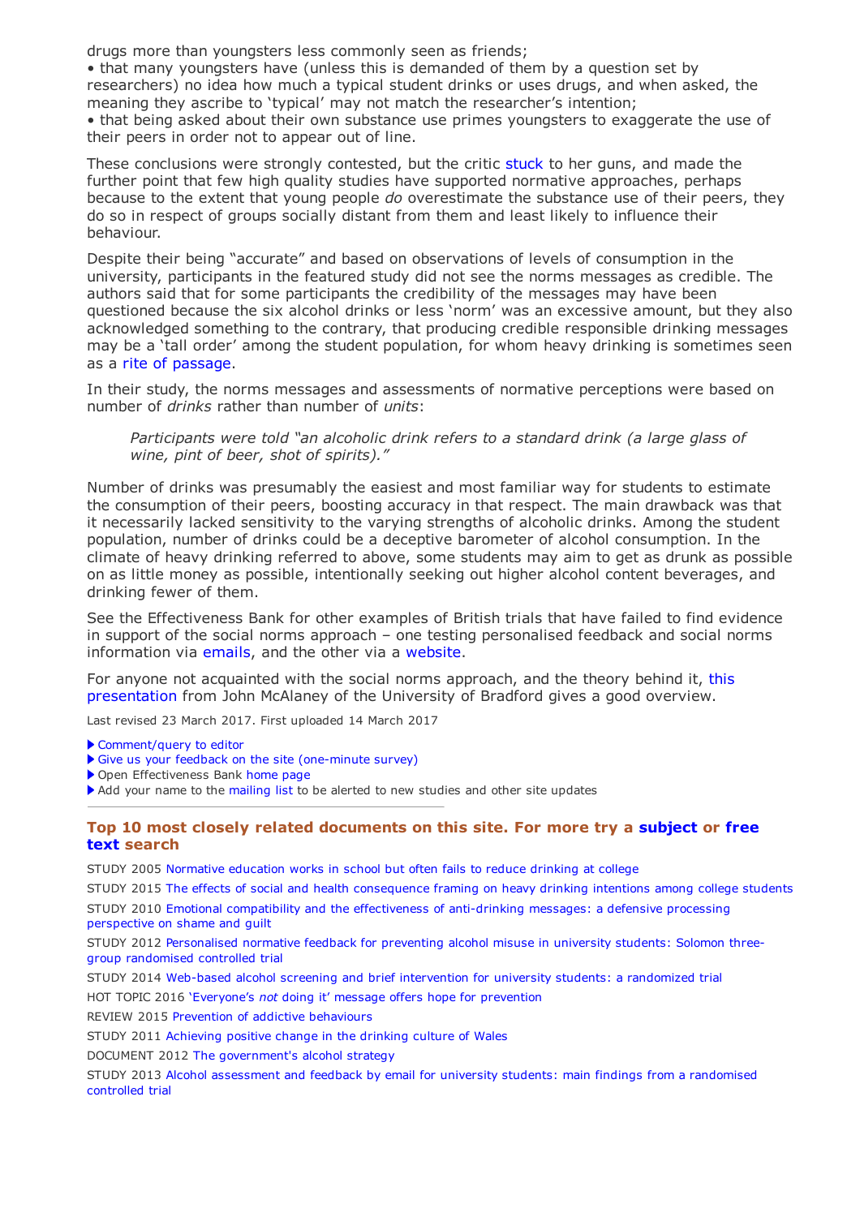drugs more than youngsters less commonly seen as friends;

- that many youngsters have (unless this is demanded of them by a question set by researchers) no idea how much a typical student drinks or uses drugs, and when asked, the meaning they ascribe to 'typical' may not match the researcher's intention;
- that being asked about their own substance use primes youngsters to exaggerate the use of their peers in order not to appear out of line.

These conclusions were strongly contested, but the critic stuck to her guns, and made the further point that few high quality studies have supported normative approaches, perhaps because to the extent that young people *do* overestimate the substance use of their peers, they do so in respect of groups socially distant from them and least likely to influence their behaviour.

Despite their being "accurate" and based on observations of levels of consumption in the university, participants in the featured study did not see the norms messages as credible. The authors said that for some participants the credibility of the messages may have been questioned because the six alcohol drinks or less 'norm' was an excessive amount, but they also acknowledged something to the contrary, that producing credible responsible drinking messages may be a 'tall order' among the student population, for whom heavy drinking is sometimes seen as a rite of passage.

In their study, the norms messages and assessments of normative perceptions were based on number of *drinks* rather than number of *units*:

> *Participants were told "an alcoholic drink refers to a standard drink (a large glass of wine, pint of beer, shot of spirits)."*

Number of drinks was presumably the easiest and most familiar way for students to estimate the consumption of their peers, boosting accuracy in that respect. The main drawback was that it necessarily lacked sensitivity to the varying strengths of alcoholic drinks. Among the student population, number of drinks could be a deceptive barometer of alcohol consumption. In the climate of heavy drinking referred to above, some students may aim to get as drunk as possible on as little money as possible, intentionally seeking out higher alcohol content beverages, and drinking fewer of them.

See the Effectiveness Bank for other examples of British trials that have failed to find evidence in support of the social norms approach – one testing personalised feedback and social norms information via emails, and the other via a website.

For anyone not acquainted with the social norms approach, and the theory behind it, this presentation from John McAlaney of the University of Bradford gives a good overview.

Last revised 23 March 2017. First uploaded 14 March 2017

- Comment/query to editor
- Give us your feedback on the site (one-minute survey)
- Open Effectiveness Bank home page
- Add your name to the mailing list to be alerted to new studies and other site updates

---

## Top 10 most closely related documents on this site. For more try a subject or free text search

STUDY 2005 Normative education works in school but often fails to reduce drinking at college

STUDY 2015 The effects of social and health consequence framing on heavy drinking intentions among college students

STUDY 2010 Emotional compatibility and the effectiveness of anti-drinking messages: a defensive processing perspective on shame and guilt

STUDY 2012 Personalised normative feedback for preventing alcohol misuse in university students: Solomon three-group randomised controlled trial

STUDY 2014 Web-based alcohol screening and brief intervention for university students: a randomized trial

HOT TOPIC 2016 'Everyone's *not* doing it' message offers hope for prevention

REVIEW 2015 Prevention of addictive behaviours

STUDY 2011 Achieving positive change in the drinking culture of Wales

DOCUMENT 2012 The government's alcohol strategy

STUDY 2013 Alcohol assessment and feedback by email for university students: main findings from a randomised controlled trial